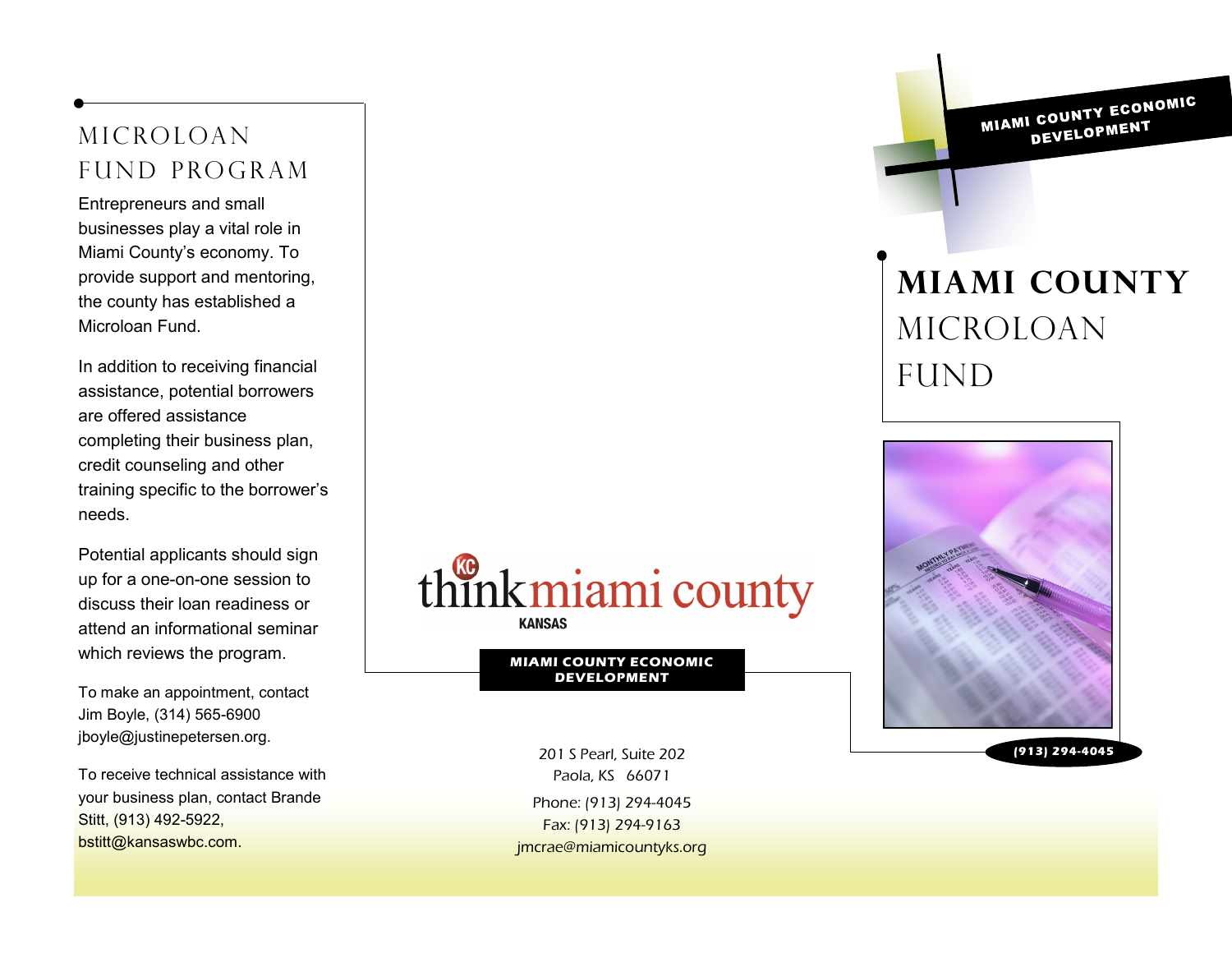# MICROLOAN FUND PROGRAM

Entrepreneurs and small businesses play a vital role in Miami County's economy. To provide support and mentoring, the county has established a Microloan Fund.

In addition to receiving financial assistance, potential borrowers are offered assistance completing their business plan, credit counseling and other training specific to the borrower's needs.

Potential applicants should sign up for a one-on-one session to discuss their loan readiness or attend an informational seminar which reviews the program.

To make an appointment, contact Jim Boyle, (314) 565-6900 jboyle@justinepetersen.org.

To receive technical assistance with your business plan, contact Brande Stitt, (913) 492-5922, bstitt@kansaswbc.com.

thinkmiami county
KANSAS

**MIAMI COUNTY ECONOMIC DEVELOPMENT**

201 S Pearl, Suite 202
Paola, KS 66071

Phone: (913) 294-4045
Fax: (913) 294-9163
jmcrae@miamicountyks.org

**MIAMI COUNTY ECONOMIC DEVELOPMENT**

# MIAMI COUNTY MICROLOAN FUND

(913) 294-4045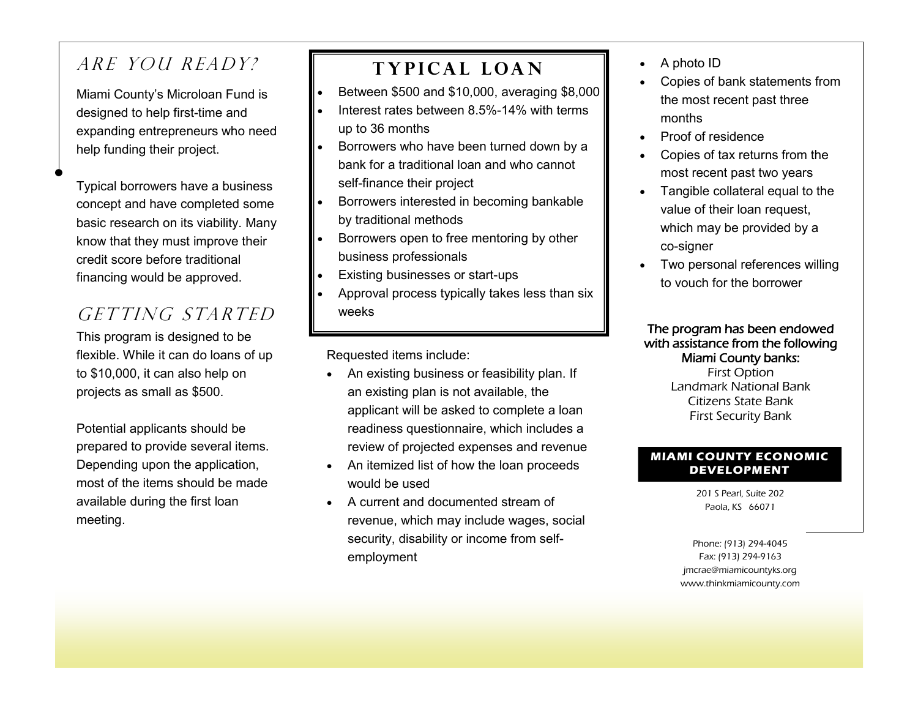## *ARE YOU READY?*

Miami County's Microloan Fund is designed to help first-time and expanding entrepreneurs who need help funding their project.

Typical borrowers have a business concept and have completed some basic research on its viability. Many know that they must improve their credit score before traditional financing would be approved.

## *GETTING STARTED*

This program is designed to be flexible. While it can do loans of up to $10,000, it can also help on projects as small as $500.

Potential applicants should be prepared to provide several items. Depending upon the application, most of the items should be made available during the first loan meeting.

## TYPICAL LOAN

- Between $500 and $10,000, averaging $8,000
- Interest rates between 8.5%-14% with terms up to 36 months
- Borrowers who have been turned down by a bank for a traditional loan and who cannot self-finance their project
- Borrowers interested in becoming bankable by traditional methods
- Borrowers open to free mentoring by other business professionals
- Existing businesses or start-ups
- Approval process typically takes less than six weeks

Requested items include:

- An existing business or feasibility plan. If an existing plan is not available, the applicant will be asked to complete a loan readiness questionnaire, which includes a review of projected expenses and revenue
- An itemized list of how the loan proceeds would be used
- A current and documented stream of revenue, which may include wages, social security, disability or income from self-employment
- A photo ID
- Copies of bank statements from the most recent past three months
- Proof of residence
- Copies of tax returns from the most recent past two years
- Tangible collateral equal to the value of their loan request, which may be provided by a co-signer
- Two personal references willing to vouch for the borrower

The program has been endowed with assistance from the following Miami County banks:

First Option
Landmark National Bank
Citizens State Bank
First Security Bank

**MIAMI COUNTY ECONOMIC DEVELOPMENT**

201 S Pearl, Suite 202
Paola, KS 66071

Phone: (913) 294-4045
Fax: (913) 294-9163
jmcrae@miamicountyks.org
www.thinkmiamicounty.com